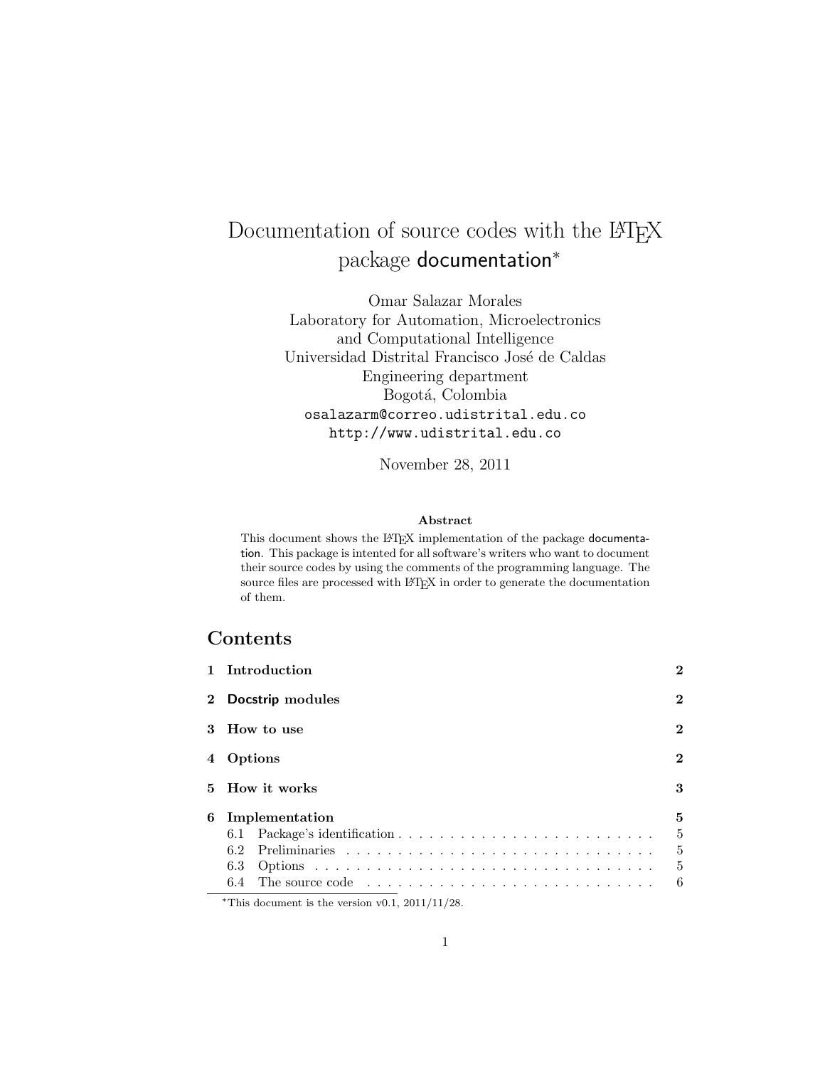# Documentation of source codes with the LaTeX package documentation*

Omar Salazar Morales
Laboratory for Automation, Microelectronics
and Computational Intelligence
Universidad Distrital Francisco José de Caldas
Engineering department
Bogotá, Colombia
osalazarm@correo.udistrital.edu.co
http://www.udistrital.edu.co

November 28, 2011

**Abstract**

This document shows the LaTeX implementation of the package documentation. This package is intented for all software's writers who want to document their source codes by using the comments of the programming language. The source files are processed with LaTeX in order to generate the documentation of them.

## Contents

| | | |
|---|---|---|
| **1** | **Introduction** | **2** |
| **2** | **Docstrip modules** | **2** |
| **3** | **How to use** | **2** |
| **4** | **Options** | **2** |
| **5** | **How it works** | **3** |
| **6** | **Implementation** | **5** |
| 6.1 | Package's identification | 5 |
| 6.2 | Preliminaries | 5 |
| 6.3 | Options | 5 |
| 6.4 | The source code | 6 |

*This document is the version v0.1, 2011/11/28.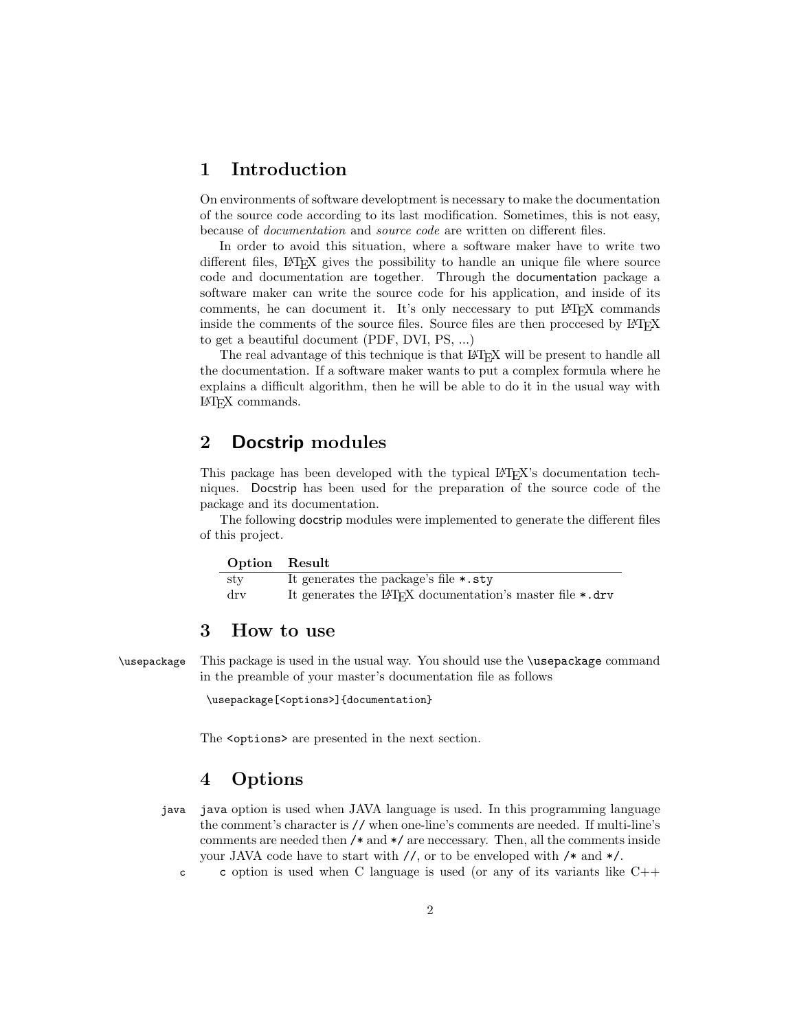## 1 Introduction

On environments of software developtment is necessary to make the documentation of the source code according to its last modification. Sometimes, this is not easy, because of *documentation* and *source code* are written on different files.

In order to avoid this situation, where a software maker have to write two different files, LaTeX gives the possibility to handle an unique file where source code and documentation are together. Through the documentation package a software maker can write the source code for his application, and inside of its comments, he can document it. It's only neccessary to put LaTeX commands inside the comments of the source files. Source files are then proccesed by LaTeX to get a beautiful document (PDF, DVI, PS, ...)

The real advantage of this technique is that LaTeX will be present to handle all the documentation. If a software maker wants to put a complex formula where he explains a difficult algorithm, then he will be able to do it in the usual way with LaTeX commands.

## 2 Docstrip modules

This package has been developed with the typical LaTeX's documentation techniques. Docstrip has been used for the preparation of the source code of the package and its documentation.

The following docstrip modules were implemented to generate the different files of this project.

| Option | Result |
|---|---|
| sty | It generates the package's file `*.sty` |
| drv | It generates the LaTeX documentation's master file `*.drv` |

## 3 How to use

`\usepackage` This package is used in the usual way. You should use the `\usepackage` command in the preamble of your master's documentation file as follows

```
\usepackage[<options>]{documentation}
```

The `<options>` are presented in the next section.

## 4 Options

`java` java option is used when JAVA language is used. In this programming language the comment's character is `//` when one-line's comments are needed. If multi-line's comments are needed then `/*` and `*/` are neccessary. Then, all the comments inside your JAVA code have to start with `//`, or to be enveloped with `/*` and `*/`.

`c` c option is used when C language is used (or any of its variants like C++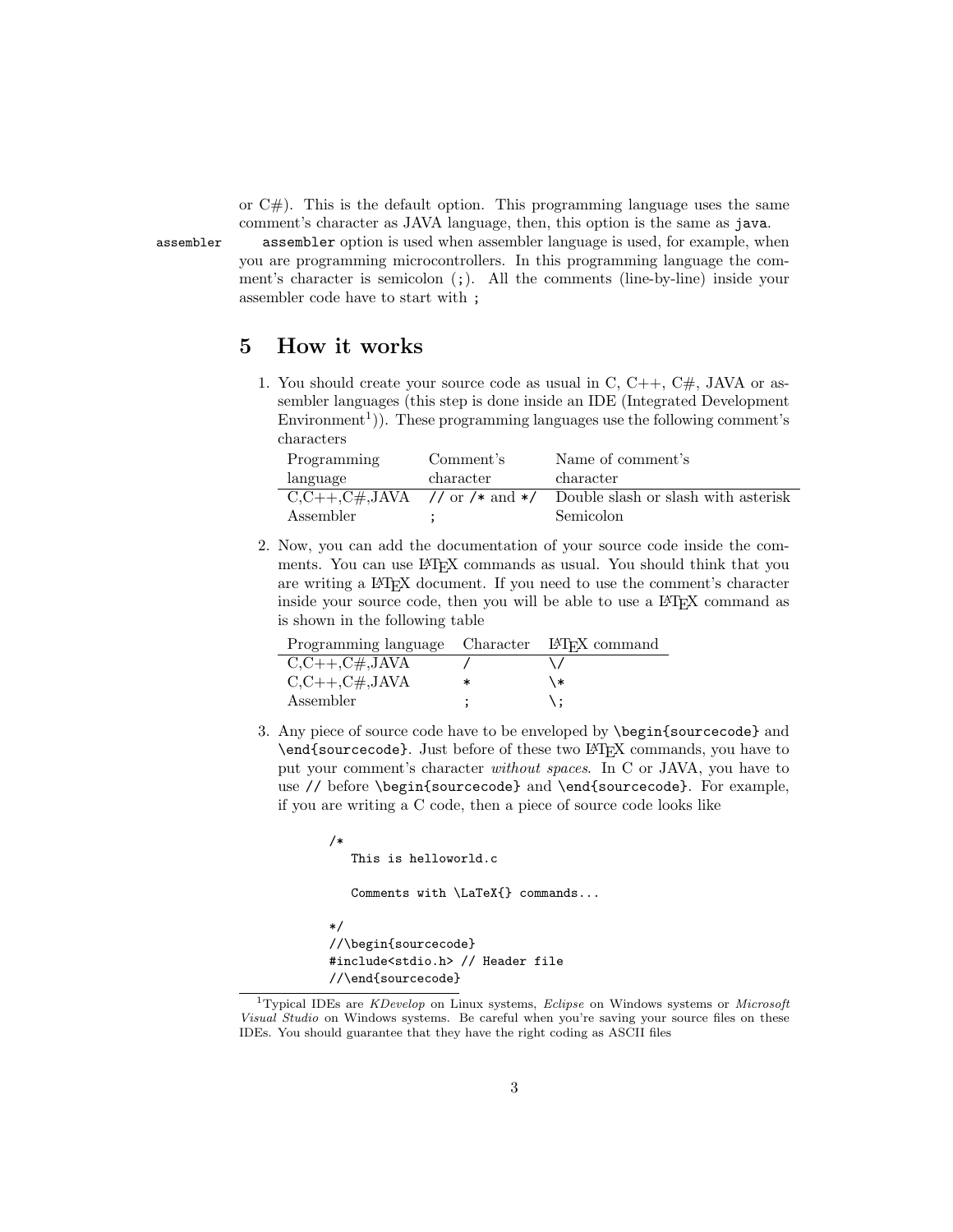or C#). This is the default option. This programming language uses the same comment's character as JAVA language, then, this option is the same as `java`.

`assembler` &nbsp;&nbsp; `assembler` option is used when assembler language is used, for example, when you are programming microcontrollers. In this programming language the comment's character is semicolon (`;`). All the comments (line-by-line) inside your assembler code have to start with `;`

## 5 How it works

1. You should create your source code as usual in C, C++, C#, JAVA or assembler languages (this step is done inside an IDE (Integrated Development Environment[1])). These programming languages use the following comment's characters

| Programming language | Comment's character | Name of comment's character |
|---|---|---|
| C,C++,C#,JAVA | `//` or `/*` and `*/` | Double slash or slash with asterisk |
| Assembler | `;` | Semicolon |

2. Now, you can add the documentation of your source code inside the comments. You can use LaTeX commands as usual. You should think that you are writing a LaTeX document. If you need to use the comment's character inside your source code, then you will be able to use a LaTeX command as is shown in the following table

| Programming language | Character | LaTeX command |
|---|---|---|
| C,C++,C#,JAVA | `/` | `\/` |
| C,C++,C#,JAVA | `*` | `\*` |
| Assembler | `;` | `\;` |

3. Any piece of source code have to be enveloped by `\begin{sourcecode}` and `\end{sourcecode}`. Just before of these two LaTeX commands, you have to put your comment's character *without spaces*. In C or JAVA, you have to use `//` before `\begin{sourcecode}` and `\end{sourcecode}`. For example, if you are writing a C code, then a piece of source code looks like

```
/*
   This is helloworld.c

   Comments with \LaTeX{} commands...

*/
//\begin{sourcecode}
#include<stdio.h> // Header file
//\end{sourcecode}
```

[1]Typical IDEs are *KDevelop* on Linux systems, *Eclipse* on Windows systems or *Microsoft Visual Studio* on Windows systems. Be careful when you're saving your source files on these IDEs. You should guarantee that they have the right coding as ASCII files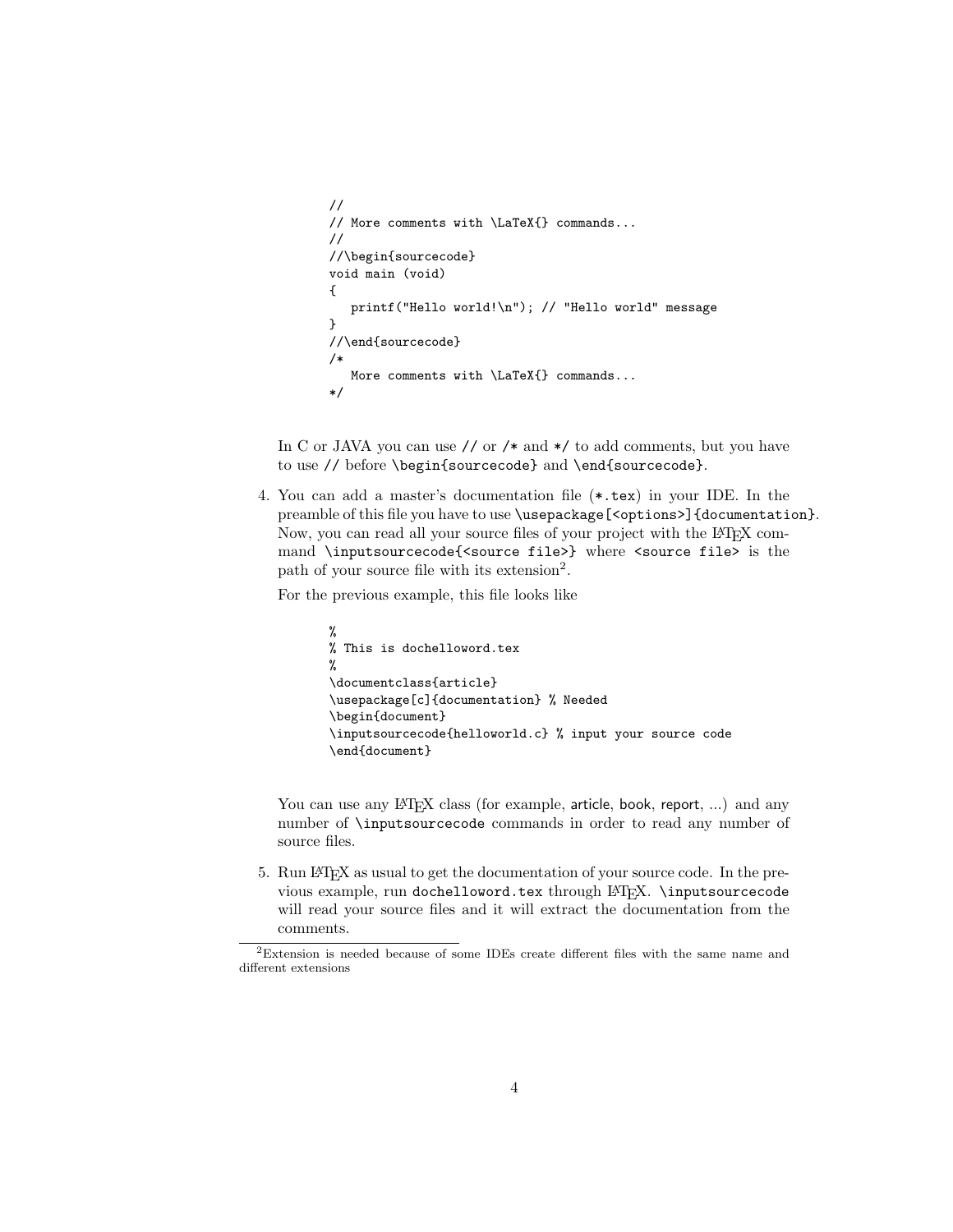```
//
// More comments with \LaTeX{} commands...
//
//\begin{sourcecode}
void main (void)
{
   printf("Hello world!\n"); // "Hello world" message
}
//\end{sourcecode}
/*
   More comments with \LaTeX{} commands...
*/
```

In C or JAVA you can use `//` or `/*` and `*/` to add comments, but you have to use `//` before `\begin{sourcecode}` and `\end{sourcecode}`.

4. You can add a master's documentation file (`*.tex`) in your IDE. In the preamble of this file you have to use `\usepackage[<options>]{documentation}`. Now, you can read all your source files of your project with the LaTeX command `\inputsourcecode{<source file>}` where `<source file>` is the path of your source file with its extension[2].

   For the previous example, this file looks like

   ```
   %
   % This is dochelloword.tex
   %
   \documentclass{article}
   \usepackage[c]{documentation} % Needed
   \begin{document}
   \inputsourcecode{helloworld.c} % input your source code
   \end{document}
   ```

   You can use any LaTeX class (for example, article, book, report, ...) and any number of `\inputsourcecode` commands in order to read any number of source files.

5. Run LaTeX as usual to get the documentation of your source code. In the previous example, run `dochelloword.tex` through LaTeX. `\inputsourcecode` will read your source files and it will extract the documentation from the comments.

---

[2] Extension is needed because of some IDEs create different files with the same name and different extensions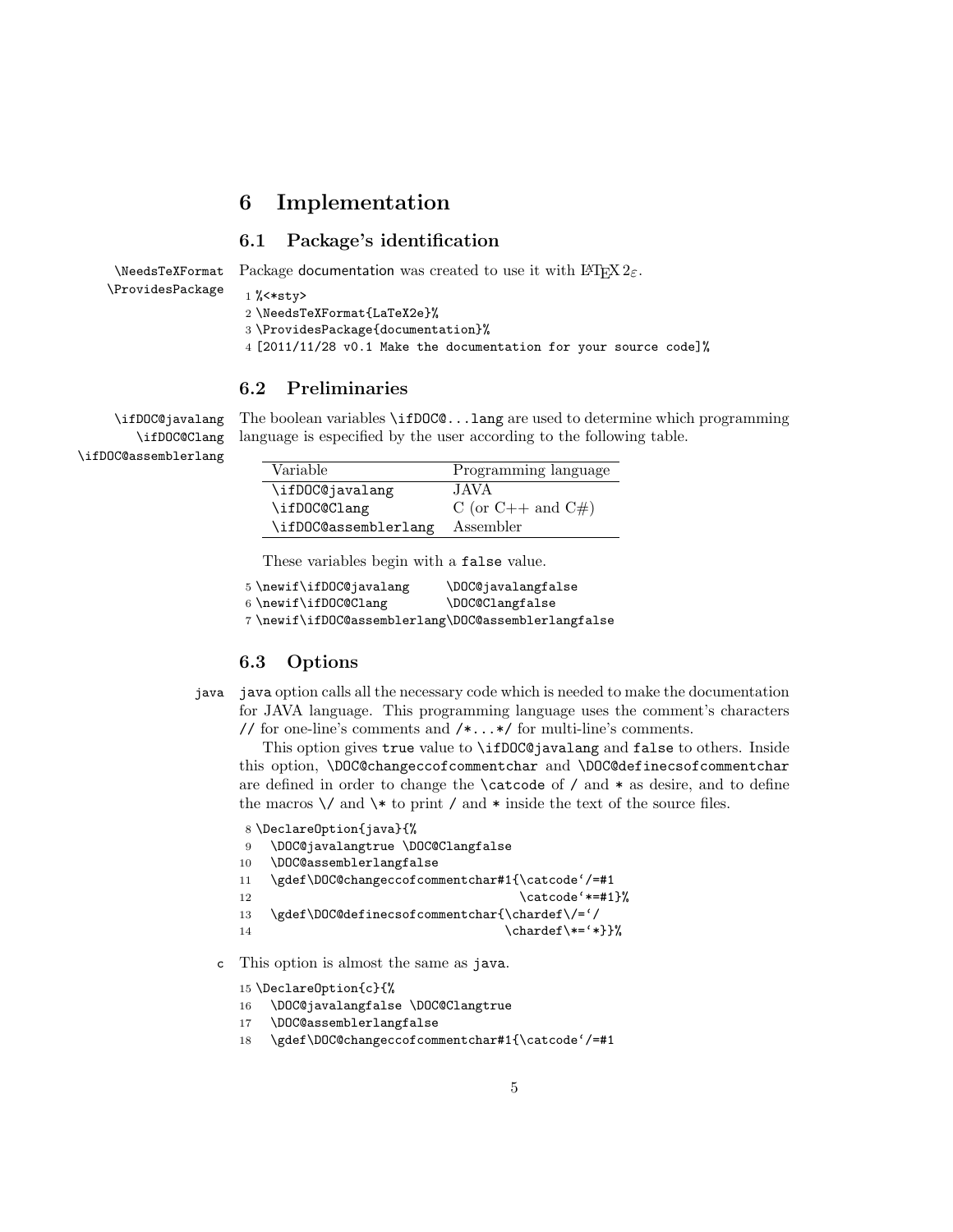# 6 Implementation

## 6.1 Package's identification

\NeedsTeXFormat \ProvidesPackage Package documentation was created to use it with LaTeX 2ε.

```
1 %<*sty>
2 \NeedsTeXFormat{LaTeX2e}%
3 \ProvidesPackage{documentation}%
4 [2011/11/28 v0.1 Make the documentation for your source code]%
```

## 6.2 Preliminaries

\ifDOC@javalang \ifDOC@Clang \ifDOC@assemblerlang The boolean variables \ifDOC@...lang are used to determine which programming language is especified by the user according to the following table.

| Variable | Programming language |
|---|---|
| \ifDOC@javalang | JAVA |
| \ifDOC@Clang | C (or C++ and C#) |
| \ifDOC@assemblerlang | Assembler |

These variables begin with a `false` value.

```
5 \newif\ifDOC@javalang      \DOC@javalangfalse
6 \newif\ifDOC@Clang         \DOC@Clangfalse
7 \newif\ifDOC@assemblerlang\DOC@assemblerlangfalse
```

## 6.3 Options

java `java` option calls all the necessary code which is needed to make the documentation for JAVA language. This programming language uses the comment's characters `//` for one-line's comments and `/*...*/` for multi-line's comments.

This option gives `true` value to `\ifDOC@javalang` and `false` to others. Inside this option, `\DOC@changeccofcommentchar` and `\DOC@definecsofcommentchar` are defined in order to change the `\catcode` of `/` and `*` as desire, and to define the macros `\/` and `\*` to print `/` and `*` inside the text of the source files.

```
8 \DeclareOption{java}{%
9   \DOC@javalangtrue \DOC@Clangfalse
10  \DOC@assemblerlangfalse
11  \gdef\DOC@changeccofcommentchar#1{\catcode`/=#1
12                                    \catcode`*=#1}%
13  \gdef\DOC@definecsofcommentchar{\chardef\/=`/
14                                  \chardef\*=`*}}%
```

c This option is almost the same as `java`.

```
15 \DeclareOption{c}{%
16   \DOC@javalangfalse \DOC@Clangtrue
17   \DOC@assemblerlangfalse
18   \gdef\DOC@changeccofcommentchar#1{\catcode`/=#1
```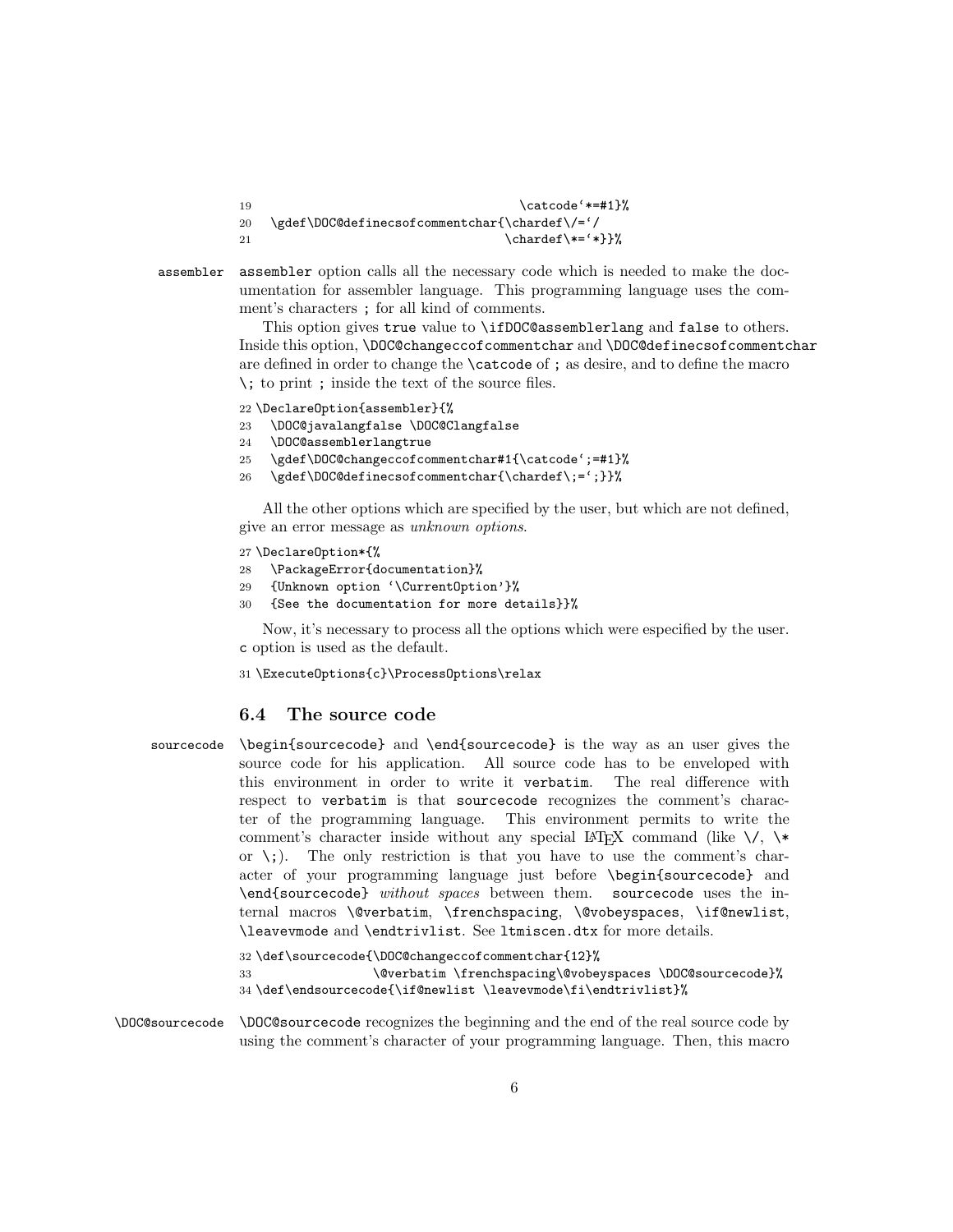```
19                                    \catcode`*=#1}%
20   \gdef\DOC@definecsofcommentchar{\chardef\/=`/
21                                   \chardef\*=`*}}%
```

**assembler** assembler option calls all the necessary code which is needed to make the documentation for assembler language. This programming language uses the comment's characters ; for all kind of comments.

This option gives true value to \ifDOC@assemblerlang and false to others. Inside this option, \DOC@changeccofcommentchar and \DOC@definecsofcommentchar are defined in order to change the \catcode of ; as desire, and to define the macro \; to print ; inside the text of the source files.

```
22 \DeclareOption{assembler}{%
23   \DOC@javalangfalse \DOC@Clangfalse
24   \DOC@assemblerlangtrue
25   \gdef\DOC@changeccofcommentchar#1{\catcode`;=#1}%
26   \gdef\DOC@definecsofcommentchar{\chardef\;=`;}}%
```

All the other options which are specified by the user, but which are not defined, give an error message as *unknown options*.

```
27 \DeclareOption*{%
28   \PackageError{documentation}%
29   {Unknown option `\CurrentOption'}%
30   {See the documentation for more details}}%
```

Now, it's necessary to process all the options which were especified by the user. c option is used as the default.

```
31 \ExecuteOptions{c}\ProcessOptions\relax
```

### 6.4 The source code

**sourcecode** \begin{sourcecode} and \end{sourcecode} is the way as an user gives the source code for his application. All source code has to be enveloped with this environment in order to write it verbatim. The real difference with respect to verbatim is that sourcecode recognizes the comment's character of the programming language. This environment permits to write the comment's character inside without any special LaTeX command (like \/, \* or \;). The only restriction is that you have to use the comment's character of your programming language just before \begin{sourcecode} and \end{sourcecode} *without spaces* between them. sourcecode uses the internal macros \@verbatim, \frenchspacing, \@vobeyspaces, \if@newlist, \leavevmode and \endtrivlist. See ltmiscen.dtx for more details.

```
32 \def\sourcecode{\DOC@changeccofcommentchar{12}%
33                 \@verbatim \frenchspacing\@vobeyspaces \DOC@sourcecode}%
34 \def\endsourcecode{\if@newlist \leavevmode\fi\endtrivlist}%
```

**\DOC@sourcecode** \DOC@sourcecode recognizes the beginning and the end of the real source code by using the comment's character of your programming language. Then, this macro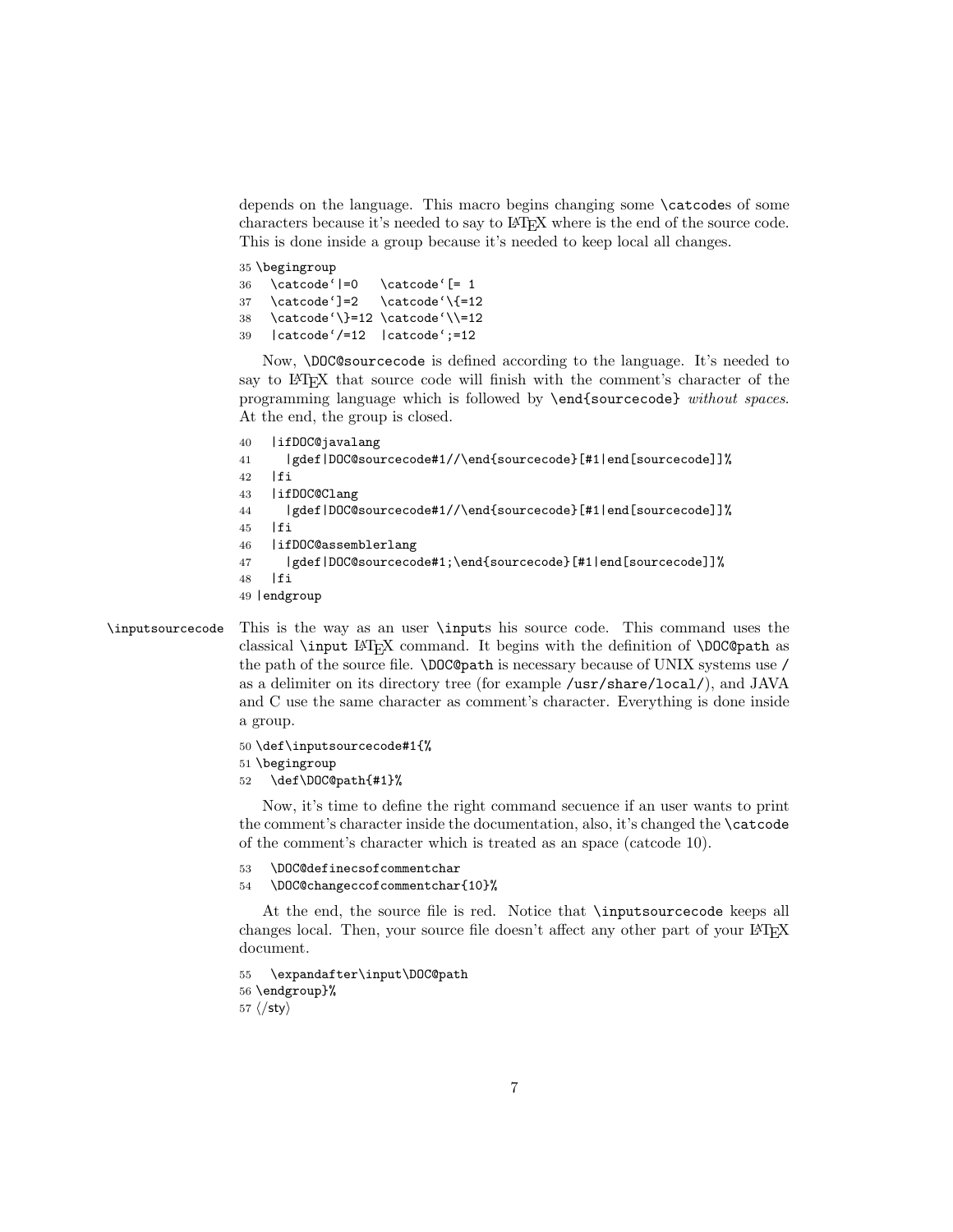depends on the language. This macro begins changing some `\catcode`s of some characters because it's needed to say to LaTeX where is the end of the source code. This is done inside a group because it's needed to keep local all changes.

```
35 \begingroup
36   \catcode`|=0   \catcode`[= 1
37   \catcode`]=2   \catcode`\{=12
38   \catcode`\}=12 \catcode`\\=12
39   |catcode`/=12  |catcode`;=12
```

Now, `\DOC@sourcecode` is defined according to the language. It's needed to say to LaTeX that source code will finish with the comment's character of the programming language which is followed by `\end{sourcecode}` *without spaces*. At the end, the group is closed.

```
40   |ifDOC@javalang
41     |gdef|DOC@sourcecode#1//\end{sourcecode}[#1|end[sourcecode]]%
42   |fi
43   |ifDOC@Clang
44     |gdef|DOC@sourcecode#1//\end{sourcecode}[#1|end[sourcecode]]%
45   |fi
46   |ifDOC@assemblerlang
47     |gdef|DOC@sourcecode#1;\end{sourcecode}[#1|end[sourcecode]]%
48   |fi
49 |endgroup
```

`\inputsourcecode` This is the way as an user `\input`s his source code. This command uses the classical `\input` LaTeX command. It begins with the definition of `\DOC@path` as the path of the source file. `\DOC@path` is necessary because of UNIX systems use `/` as a delimiter on its directory tree (for example `/usr/share/local/`), and JAVA and C use the same character as comment's character. Everything is done inside a group.

```
50 \def\inputsourcecode#1{%
51 \begingroup
52   \def\DOC@path{#1}%
```

Now, it's time to define the right command secuence if an user wants to print the comment's character inside the documentation, also, it's changed the `\catcode` of the comment's character which is treated as an space (catcode 10).

```
53   \DOC@definecsofcommentchar
54   \DOC@changeccofcommentchar{10}%
```

At the end, the source file is red. Notice that `\inputsourcecode` keeps all changes local. Then, your source file doesn't affect any other part of your LaTeX document.

```
55   \expandafter\input\DOC@path
56 \endgroup}%
57 ⟨/sty⟩
```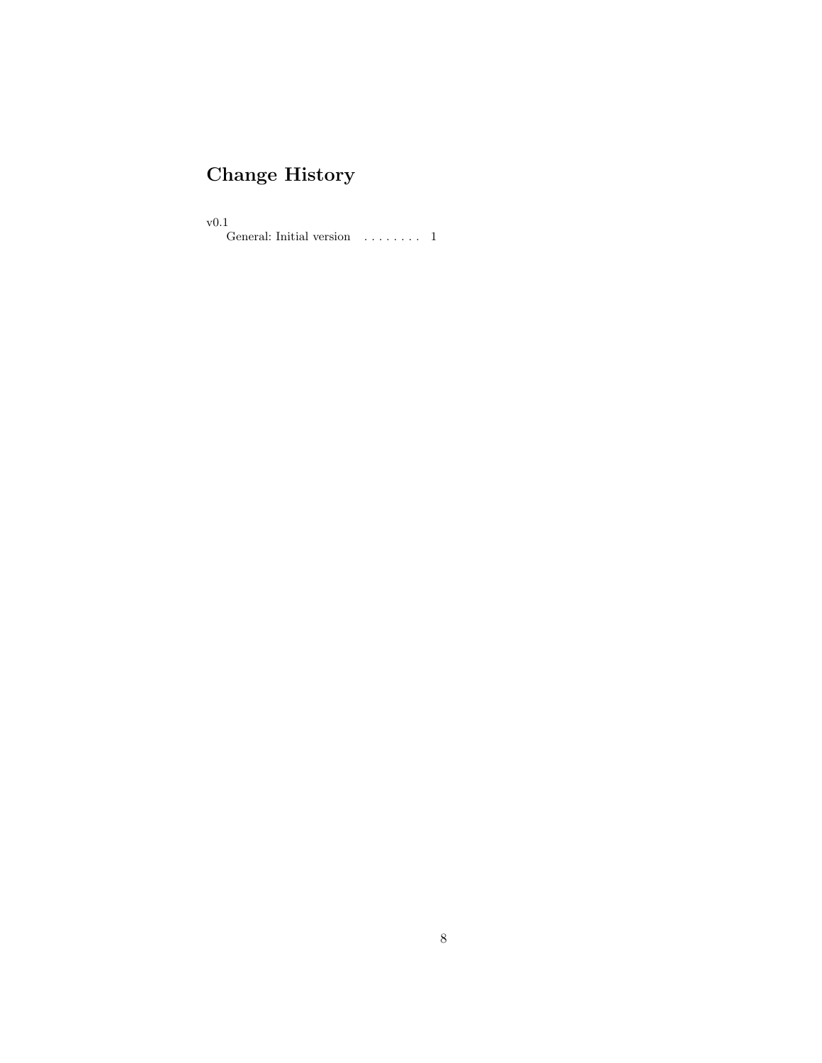# Change History

v0.1
General: Initial version . . . . . . . . 1